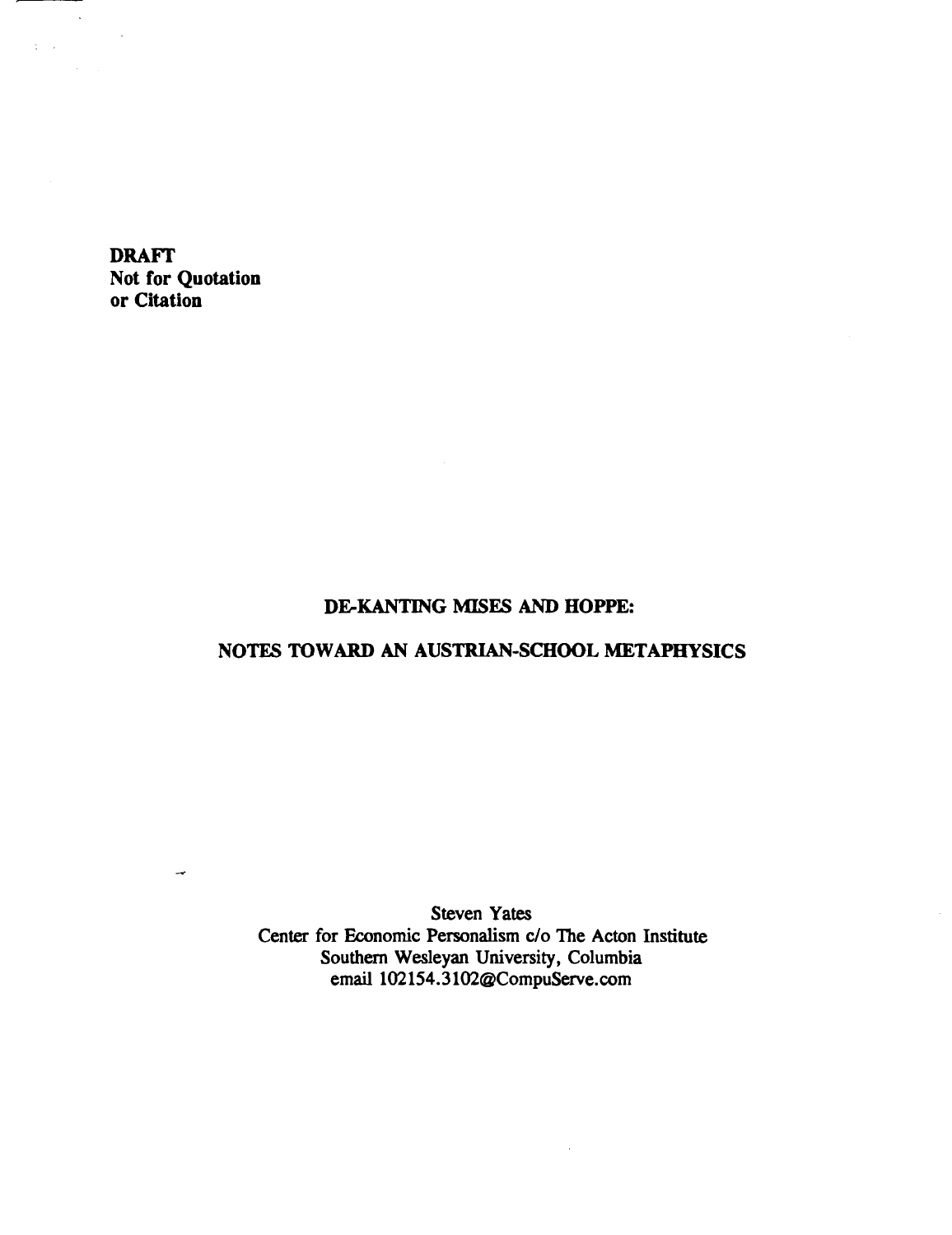**DRAFT**
**Not for Quotation**
**or Citation**

# DE-KANTING MISES AND HOPPE:

## NOTES TOWARD AN AUSTRIAN-SCHOOL METAPHYSICS

Steven Yates
Center for Economic Personalism c/o The Acton Institute
Southern Wesleyan University, Columbia
email 102154.3102@CompuServe.com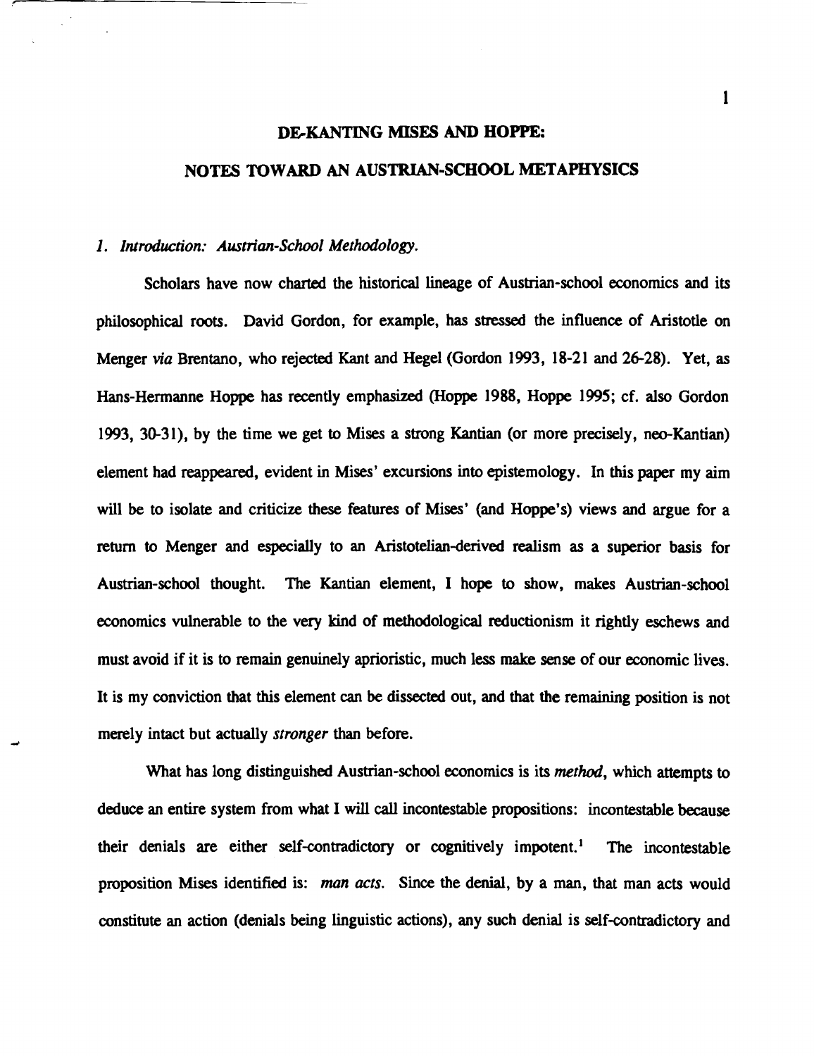# DE-KANTING MISES AND HOPPE:

# NOTES TOWARD AN AUSTRIAN-SCHOOL METAPHYSICS

### *1. Introduction: Austrian-School Methodology.*

Scholars have now charted the historical lineage of Austrian-school economics and its philosophical roots. David Gordon, for example, has stressed the influence of Aristotle on Menger *via* Brentano, who rejected Kant and Hegel (Gordon 1993, 18-21 and 26-28). Yet, as Hans-Hermanne Hoppe has recently emphasized (Hoppe 1988, Hoppe 1995; cf. also Gordon 1993, 30-31), by the time we get to Mises a strong Kantian (or more precisely, neo-Kantian) element had reappeared, evident in Mises' excursions into epistemology. In this paper my aim will be to isolate and criticize these features of Mises' (and Hoppe's) views and argue for a return to Menger and especially to an Aristotelian-derived realism as a superior basis for Austrian-school thought. The Kantian element, I hope to show, makes Austrian-school economics vulnerable to the very kind of methodological reductionism it rightly eschews and must avoid if it is to remain genuinely aprioristic, much less make sense of our economic lives. It is my conviction that this element can be dissected out, and that the remaining position is not merely intact but actually *stronger* than before.

What has long distinguished Austrian-school economics is its *method*, which attempts to deduce an entire system from what I will call incontestable propositions: incontestable because their denials are either self-contradictory or cognitively impotent.[1] The incontestable proposition Mises identified is: *man acts*. Since the denial, by a man, that man acts would constitute an action (denials being linguistic actions), any such denial is self-contradictory and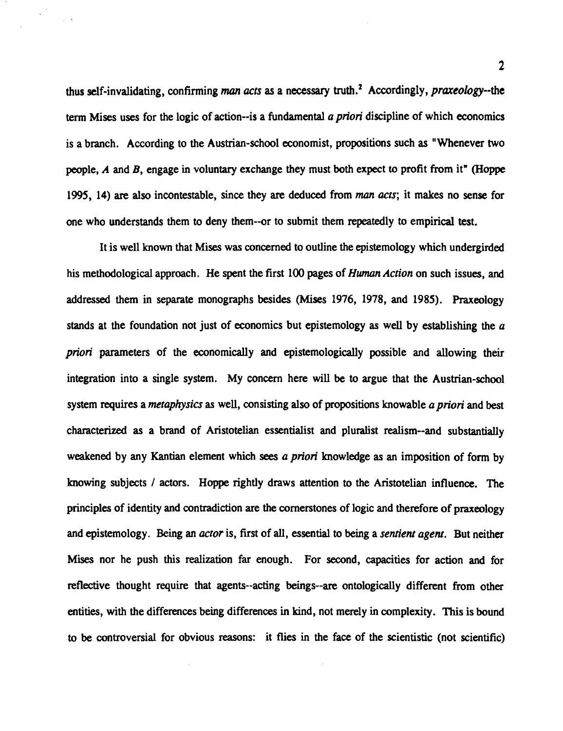thus self-invalidating, confirming *man acts* as a necessary truth.[2] Accordingly, *praxeology*--the term Mises uses for the logic of action--is a fundamental *a priori* discipline of which economics is a branch. According to the Austrian-school economist, propositions such as "Whenever two people, *A* and *B*, engage in voluntary exchange they must both expect to profit from it" (Hoppe 1995, 14) are also incontestable, since they are deduced from *man acts*; it makes no sense for one who understands them to deny them--or to submit them repeatedly to empirical test.

It is well known that Mises was concerned to outline the epistemology which undergirded his methodological approach. He spent the first 100 pages of *Human Action* on such issues, and addressed them in separate monographs besides (Mises 1976, 1978, and 1985). Praxeology stands at the foundation not just of economics but epistemology as well by establishing the *a priori* parameters of the economically and epistemologically possible and allowing their integration into a single system. My concern here will be to argue that the Austrian-school system requires a *metaphysics* as well, consisting also of propositions knowable *a priori* and best characterized as a brand of Aristotelian essentialist and pluralist realism--and substantially weakened by any Kantian element which sees *a priori* knowledge as an imposition of form by knowing subjects / actors. Hoppe rightly draws attention to the Aristotelian influence. The principles of identity and contradiction are the cornerstones of logic and therefore of praxeology and epistemology. Being an *actor* is, first of all, essential to being a *sentient agent*. But neither Mises nor he push this realization far enough. For second, capacities for action and for reflective thought require that agents--acting beings--are ontologically different from other entities, with the differences being differences in kind, not merely in complexity. This is bound to be controversial for obvious reasons: it flies in the face of the scientistic (not scientific)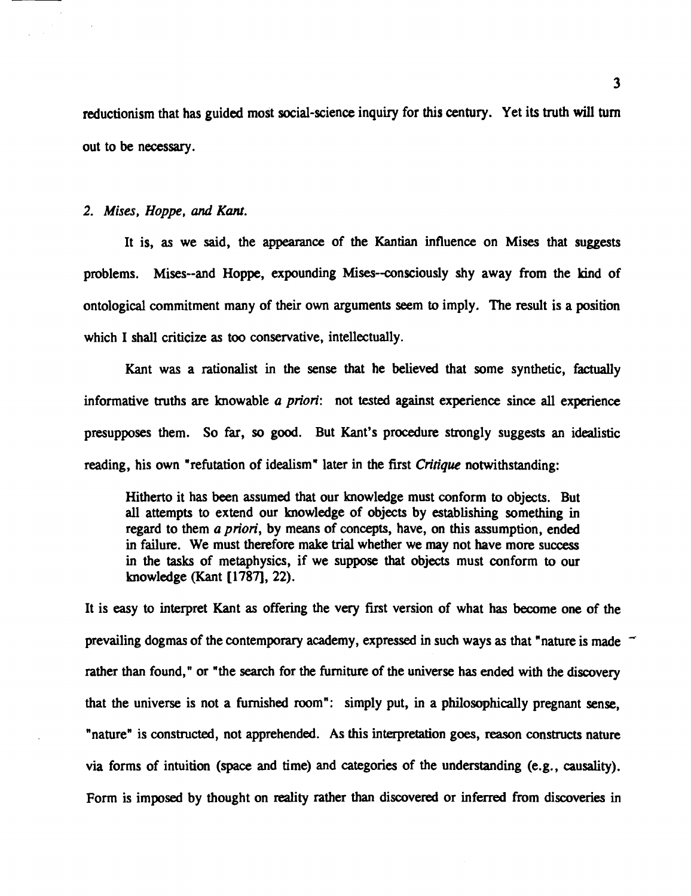reductionism that has guided most social-science inquiry for this century. Yet its truth will turn out to be necessary.

## 2. *Mises, Hoppe, and Kant.*

It is, as we said, the appearance of the Kantian influence on Mises that suggests problems. Mises--and Hoppe, expounding Mises--consciously shy away from the kind of ontological commitment many of their own arguments seem to imply. The result is a position which I shall criticize as too conservative, intellectually.

Kant was a rationalist in the sense that he believed that some synthetic, factually informative truths are knowable *a priori*: not tested against experience since all experience presupposes them. So far, so good. But Kant's procedure strongly suggests an idealistic reading, his own "refutation of idealism" later in the first *Critique* notwithstanding:

> Hitherto it has been assumed that our knowledge must conform to objects. But all attempts to extend our knowledge of objects by establishing something in regard to them *a priori*, by means of concepts, have, on this assumption, ended in failure. We must therefore make trial whether we may not have more success in the tasks of metaphysics, if we suppose that objects must conform to our knowledge (Kant [1787], 22).

It is easy to interpret Kant as offering the very first version of what has become one of the prevailing dogmas of the contemporary academy, expressed in such ways as that "nature is made rather than found," or "the search for the furniture of the universe has ended with the discovery that the universe is not a furnished room": simply put, in a philosophically pregnant sense, "nature" is constructed, not apprehended. As this interpretation goes, reason constructs nature via forms of intuition (space and time) and categories of the understanding (e.g., causality). Form is imposed by thought on reality rather than discovered or inferred from discoveries in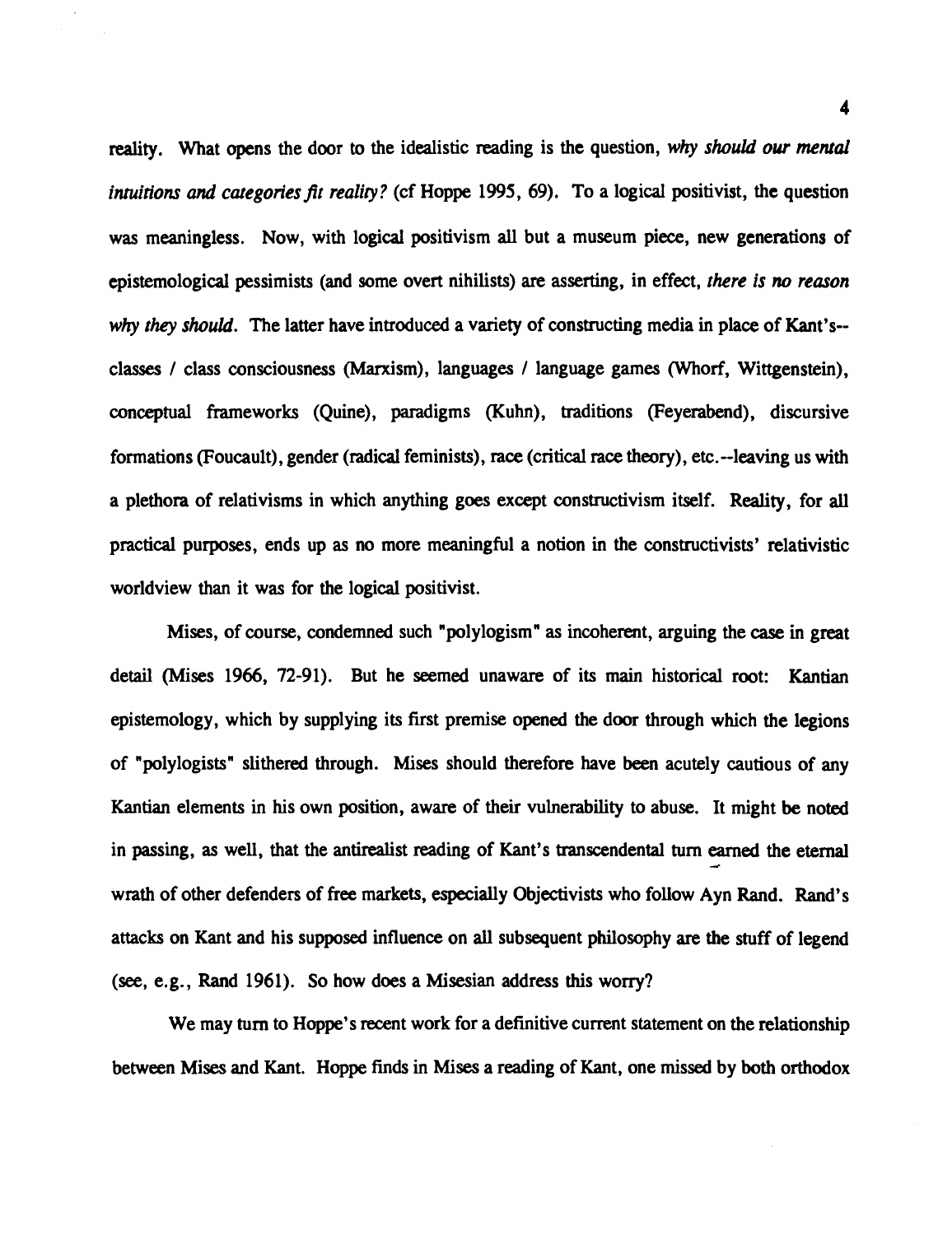reality. What opens the door to the idealistic reading is the question, *why should our mental intuitions and categories fit reality?* (cf Hoppe 1995, 69). To a logical positivist, the question was meaningless. Now, with logical positivism all but a museum piece, new generations of epistemological pessimists (and some overt nihilists) are asserting, in effect, *there is no reason why they should*. The latter have introduced a variety of constructing media in place of Kant's--classes / class consciousness (Marxism), languages / language games (Whorf, Wittgenstein), conceptual frameworks (Quine), paradigms (Kuhn), traditions (Feyerabend), discursive formations (Foucault), gender (radical feminists), race (critical race theory), etc.--leaving us with a plethora of relativisms in which anything goes except constructivism itself. Reality, for all practical purposes, ends up as no more meaningful a notion in the constructivists' relativistic worldview than it was for the logical positivist.

Mises, of course, condemned such "polylogism" as incoherent, arguing the case in great detail (Mises 1966, 72-91). But he seemed unaware of its main historical root: Kantian epistemology, which by supplying its first premise opened the door through which the legions of "polylogists" slithered through. Mises should therefore have been acutely cautious of any Kantian elements in his own position, aware of their vulnerability to abuse. It might be noted in passing, as well, that the antirealist reading of Kant's transcendental turn earned the eternal wrath of other defenders of free markets, especially Objectivists who follow Ayn Rand. Rand's attacks on Kant and his supposed influence on all subsequent philosophy are the stuff of legend (see, e.g., Rand 1961). So how does a Misesian address this worry?

We may turn to Hoppe's recent work for a definitive current statement on the relationship between Mises and Kant. Hoppe finds in Mises a reading of Kant, one missed by both orthodox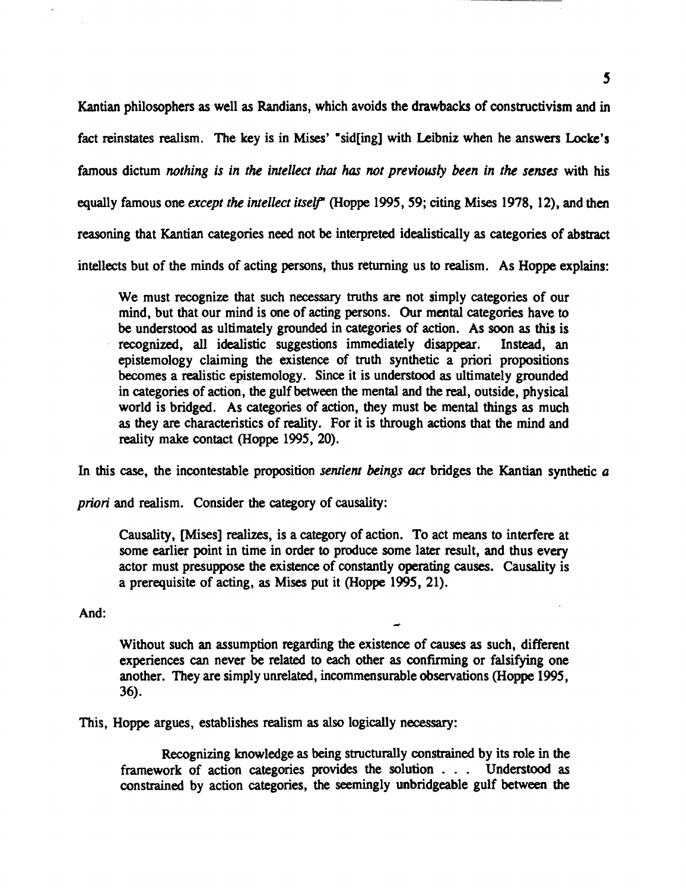Kantian philosophers as well as Randians, which avoids the drawbacks of constructivism and in fact reinstates realism. The key is in Mises' "sid[ing] with Leibniz when he answers Locke's famous dictum *nothing is in the intellect that has not previously been in the senses* with his equally famous one *except the intellect itself*" (Hoppe 1995, 59; citing Mises 1978, 12), and then reasoning that Kantian categories need not be interpreted idealistically as categories of abstract intellects but of the minds of acting persons, thus returning us to realism. As Hoppe explains:

> We must recognize that such necessary truths are not simply categories of our mind, but that our mind is one of acting persons. Our mental categories have to be understood as ultimately grounded in categories of action. As soon as this is recognized, all idealistic suggestions immediately disappear. Instead, an epistemology claiming the existence of truth synthetic a priori propositions becomes a realistic epistemology. Since it is understood as ultimately grounded in categories of action, the gulf between the mental and the real, outside, physical world is bridged. As categories of action, they must be mental things as much as they are characteristics of reality. For it is through actions that the mind and reality make contact (Hoppe 1995, 20).

In this case, the incontestable proposition *sentient beings act* bridges the Kantian synthetic *a priori* and realism. Consider the category of causality:

> Causality, [Mises] realizes, is a category of action. To act means to interfere at some earlier point in time in order to produce some later result, and thus every actor must presuppose the existence of constantly operating causes. Causality is a prerequisite of acting, as Mises put it (Hoppe 1995, 21).

And:

> Without such an assumption regarding the existence of causes as such, different experiences can never be related to each other as confirming or falsifying one another. They are simply unrelated, incommensurable observations (Hoppe 1995, 36).

This, Hoppe argues, establishes realism as also logically necessary:

> Recognizing knowledge as being structurally constrained by its role in the framework of action categories provides the solution . . . Understood as constrained by action categories, the seemingly unbridgeable gulf between the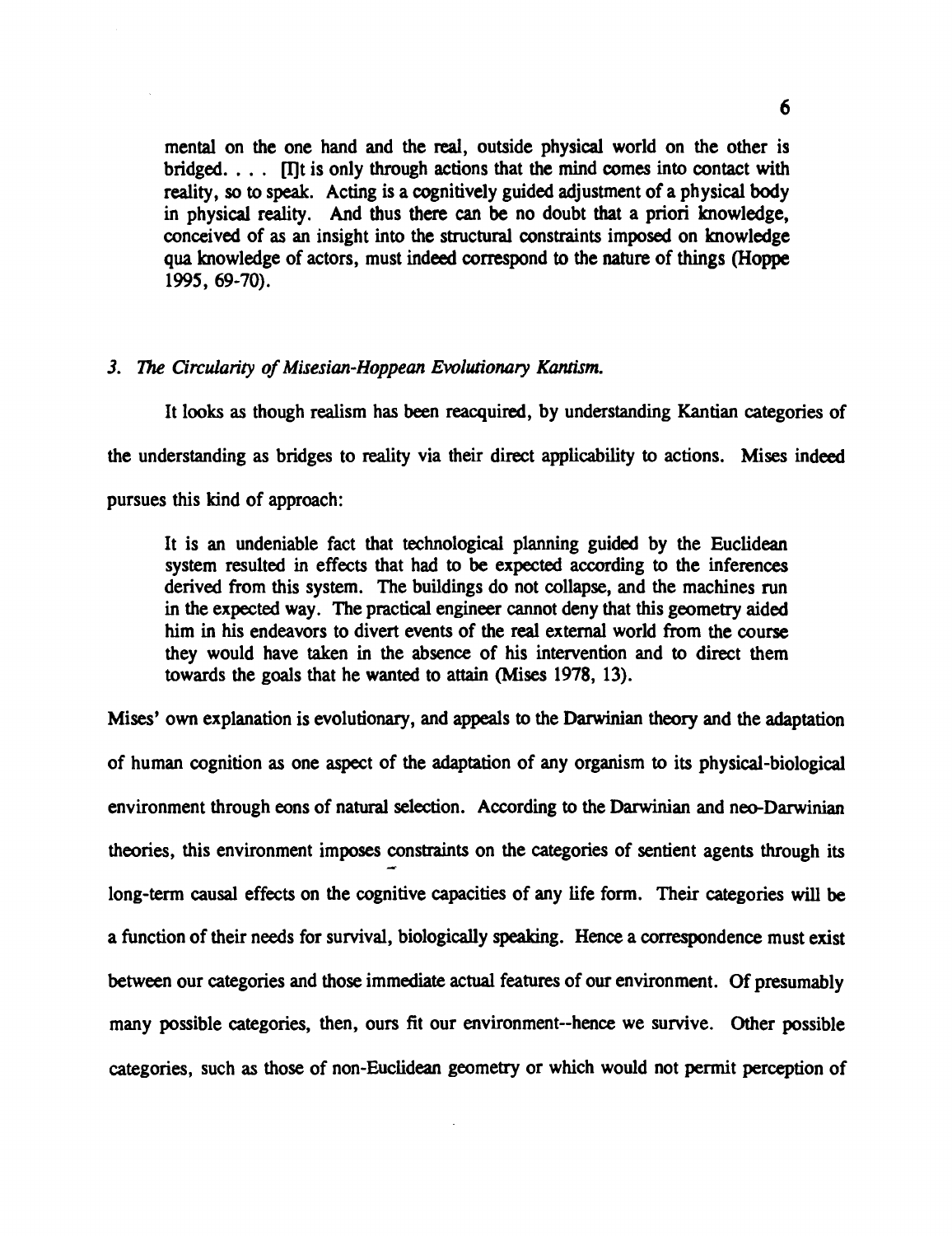> mental on the one hand and the real, outside physical world on the other is bridged. . . . [I]t is only through actions that the mind comes into contact with reality, so to speak. Acting is a cognitively guided adjustment of a physical body in physical reality. And thus there can be no doubt that a priori knowledge, conceived of as an insight into the structural constraints imposed on knowledge qua knowledge of actors, must indeed correspond to the nature of things (Hoppe 1995, 69-70).

### *3. The Circularity of Misesian-Hoppean Evolutionary Kantism.*

It looks as though realism has been reacquired, by understanding Kantian categories of the understanding as bridges to reality via their direct applicability to actions. Mises indeed pursues this kind of approach:

> It is an undeniable fact that technological planning guided by the Euclidean system resulted in effects that had to be expected according to the inferences derived from this system. The buildings do not collapse, and the machines run in the expected way. The practical engineer cannot deny that this geometry aided him in his endeavors to divert events of the real external world from the course they would have taken in the absence of his intervention and to direct them towards the goals that he wanted to attain (Mises 1978, 13).

Mises' own explanation is evolutionary, and appeals to the Darwinian theory and the adaptation of human cognition as one aspect of the adaptation of any organism to its physical-biological environment through eons of natural selection. According to the Darwinian and neo-Darwinian theories, this environment imposes constraints on the categories of sentient agents through its long-term causal effects on the cognitive capacities of any life form. Their categories will be a function of their needs for survival, biologically speaking. Hence a correspondence must exist between our categories and those immediate actual features of our environment. Of presumably many possible categories, then, ours fit our environment--hence we survive. Other possible categories, such as those of non-Euclidean geometry or which would not permit perception of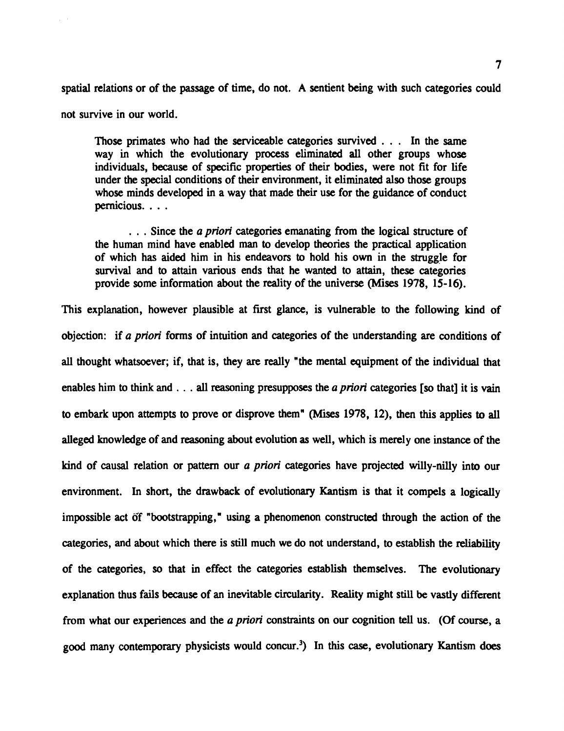spatial relations or of the passage of time, do not. A sentient being with such categories could not survive in our world.

> Those primates who had the serviceable categories survived . . . In the same way in which the evolutionary process eliminated all other groups whose individuals, because of specific properties of their bodies, were not fit for life under the special conditions of their environment, it eliminated also those groups whose minds developed in a way that made their use for the guidance of conduct pernicious. . . .
>
> . . . Since the *a priori* categories emanating from the logical structure of the human mind have enabled man to develop theories the practical application of which has aided him in his endeavors to hold his own in the struggle for survival and to attain various ends that he wanted to attain, these categories provide some information about the reality of the universe (Mises 1978, 15-16).

This explanation, however plausible at first glance, is vulnerable to the following kind of objection: if *a priori* forms of intuition and categories of the understanding are conditions of all thought whatsoever; if, that is, they are really "the mental equipment of the individual that enables him to think and . . . all reasoning presupposes the *a priori* categories [so that] it is vain to embark upon attempts to prove or disprove them" (Mises 1978, 12), then this applies to all alleged knowledge of and reasoning about evolution as well, which is merely one instance of the kind of causal relation or pattern our *a priori* categories have projected willy-nilly into our environment. In short, the drawback of evolutionary Kantism is that it compels a logically impossible act of "bootstrapping," using a phenomenon constructed through the action of the categories, and about which there is still much we do not understand, to establish the reliability of the categories, so that in effect the categories establish themselves. The evolutionary explanation thus fails because of an inevitable circularity. Reality might still be vastly different from what our experiences and the *a priori* constraints on our cognition tell us. (Of course, a good many contemporary physicists would concur.[3]) In this case, evolutionary Kantism does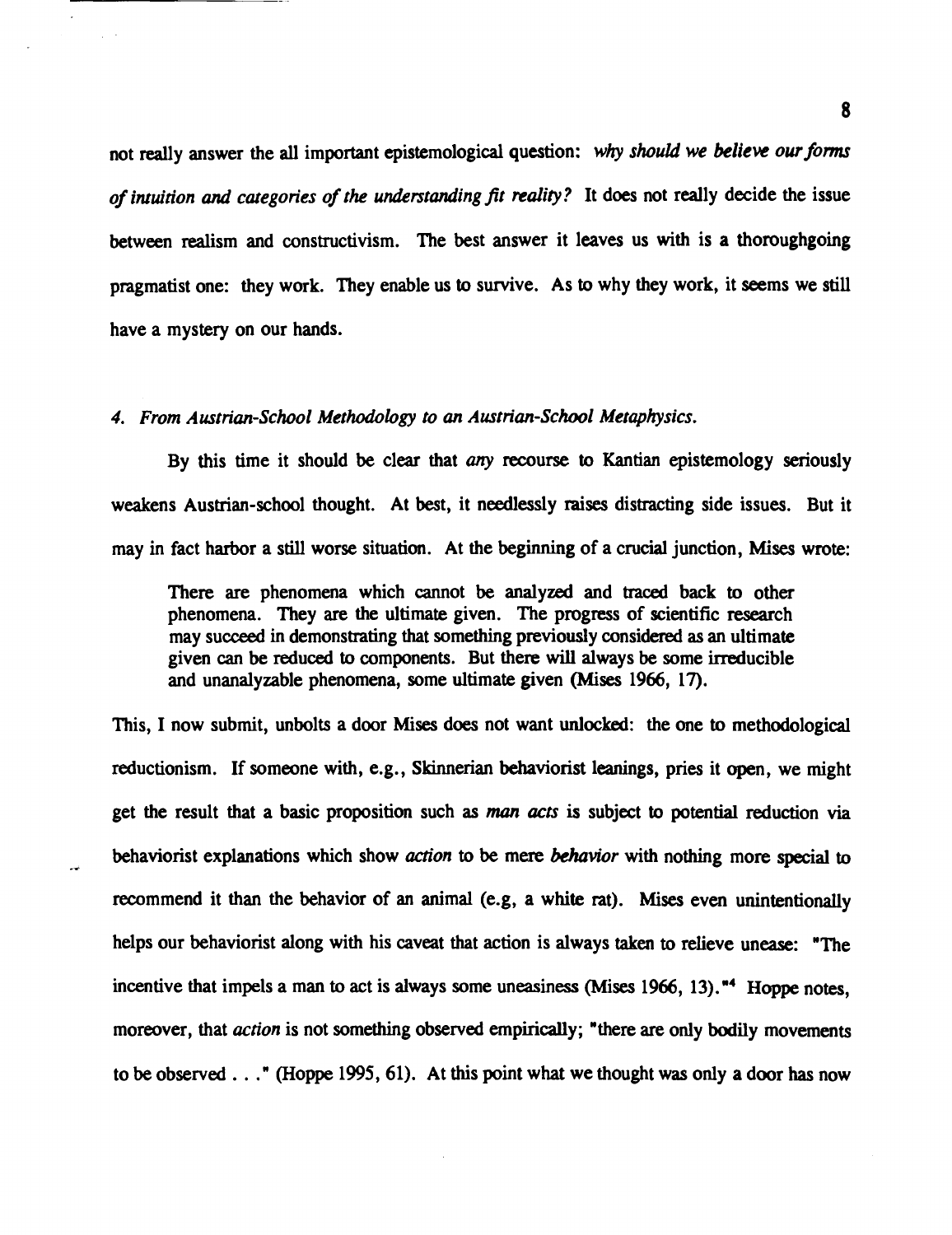not really answer the all important epistemological question: *why should we believe our forms of intuition and categories of the understanding fit reality?* It does not really decide the issue between realism and constructivism. The best answer it leaves us with is a thoroughgoing pragmatist one: they work. They enable us to survive. As to why they work, it seems we still have a mystery on our hands.

*4. From Austrian-School Methodology to an Austrian-School Metaphysics.*

By this time it should be clear that *any* recourse to Kantian epistemology seriously weakens Austrian-school thought. At best, it needlessly raises distracting side issues. But it may in fact harbor a still worse situation. At the beginning of a crucial junction, Mises wrote:

> There are phenomena which cannot be analyzed and traced back to other phenomena. They are the ultimate given. The progress of scientific research may succeed in demonstrating that something previously considered as an ultimate given can be reduced to components. But there will always be some irreducible and unanalyzable phenomena, some ultimate given (Mises 1966, 17).

This, I now submit, unbolts a door Mises does not want unlocked: the one to methodological reductionism. If someone with, e.g., Skinnerian behaviorist leanings, pries it open, we might get the result that a basic proposition such as *man acts* is subject to potential reduction via behaviorist explanations which show *action* to be mere *behavior* with nothing more special to recommend it than the behavior of an animal (e.g, a white rat). Mises even unintentionally helps our behaviorist along with his caveat that action is always taken to relieve unease: "The incentive that impels a man to act is always some uneasiness (Mises 1966, 13)."[4] Hoppe notes, moreover, that *action* is not something observed empirically; "there are only bodily movements to be observed . . ." (Hoppe 1995, 61). At this point what we thought was only a door has now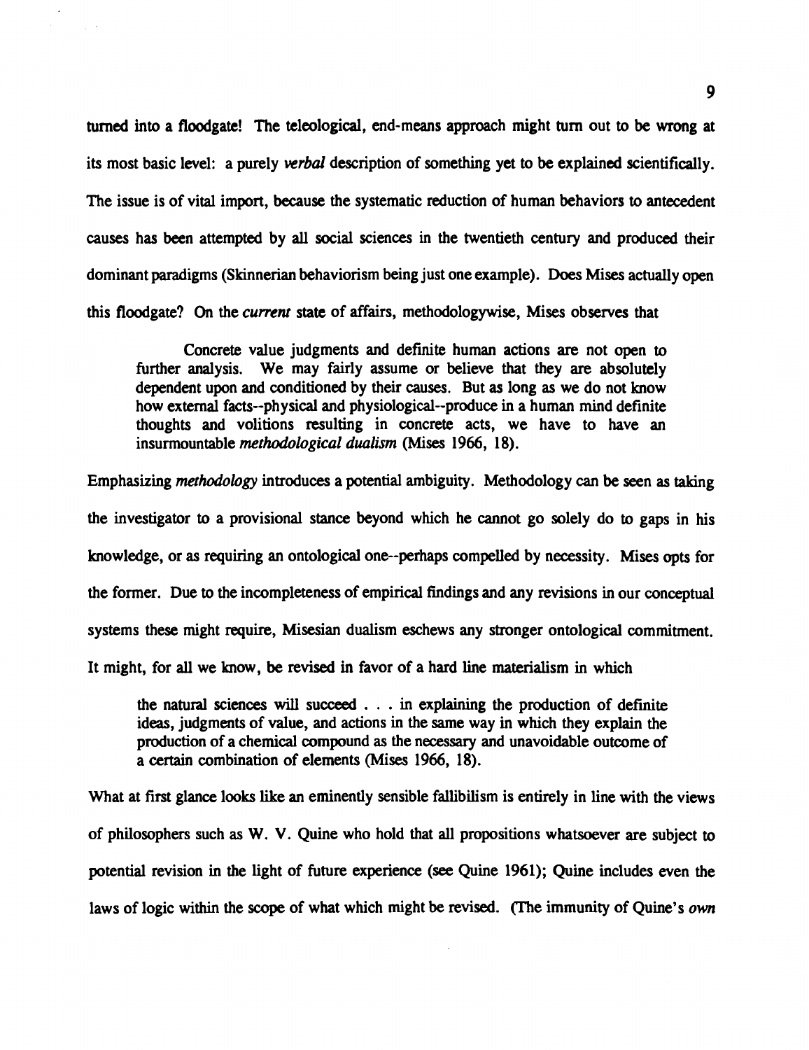turned into a floodgate! The teleological, end-means approach might turn out to be wrong at its most basic level: a purely *verbal* description of something yet to be explained scientifically. The issue is of vital import, because the systematic reduction of human behaviors to antecedent causes has been attempted by all social sciences in the twentieth century and produced their dominant paradigms (Skinnerian behaviorism being just one example). Does Mises actually open this floodgate? On the *current* state of affairs, methodologywise, Mises observes that

> Concrete value judgments and definite human actions are not open to further analysis. We may fairly assume or believe that they are absolutely dependent upon and conditioned by their causes. But as long as we do not know how external facts--physical and physiological--produce in a human mind definite thoughts and volitions resulting in concrete acts, we have to have an insurmountable *methodological dualism* (Mises 1966, 18).

Emphasizing *methodology* introduces a potential ambiguity. Methodology can be seen as taking the investigator to a provisional stance beyond which he cannot go solely do to gaps in his knowledge, or as requiring an ontological one--perhaps compelled by necessity. Mises opts for the former. Due to the incompleteness of empirical findings and any revisions in our conceptual systems these might require, Misesian dualism eschews any stronger ontological commitment. It might, for all we know, be revised in favor of a hard line materialism in which

> the natural sciences will succeed . . . in explaining the production of definite ideas, judgments of value, and actions in the same way in which they explain the production of a chemical compound as the necessary and unavoidable outcome of a certain combination of elements (Mises 1966, 18).

What at first glance looks like an eminently sensible fallibilism is entirely in line with the views of philosophers such as W. V. Quine who hold that all propositions whatsoever are subject to potential revision in the light of future experience (see Quine 1961); Quine includes even the laws of logic within the scope of what which might be revised. (The immunity of Quine's *own*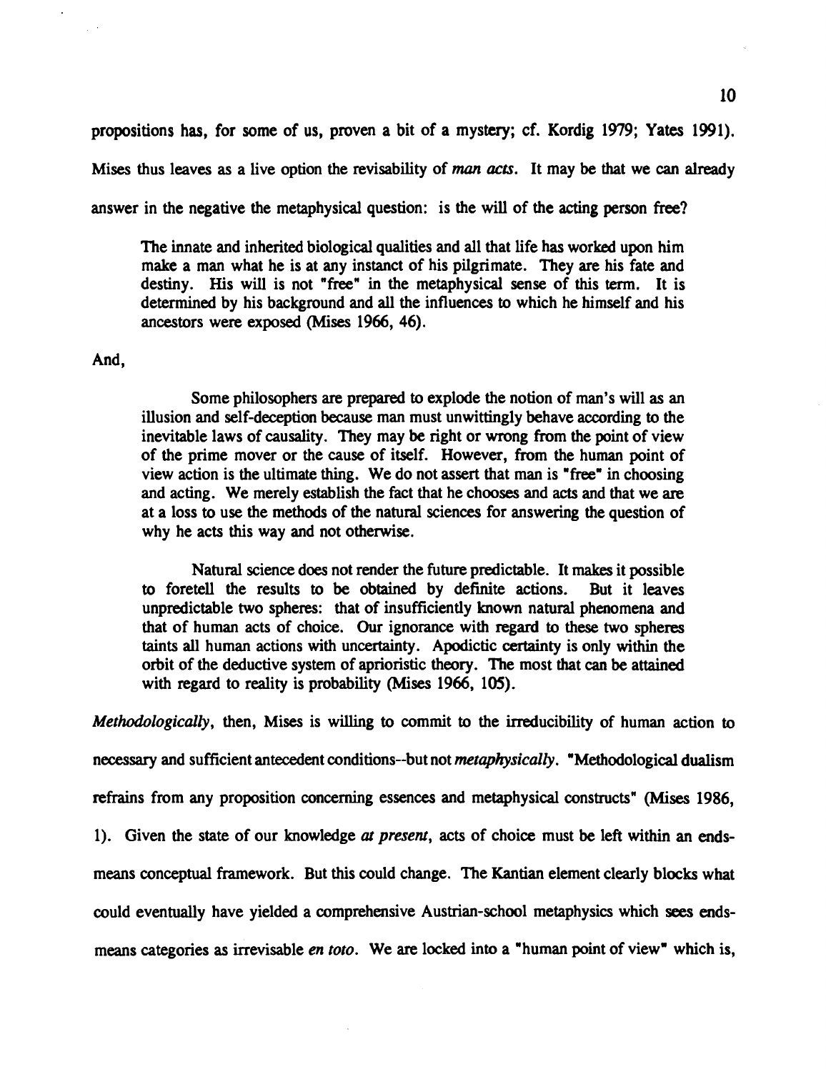propositions has, for some of us, proven a bit of a mystery; cf. Kordig 1979; Yates 1991). Mises thus leaves as a live option the revisability of *man acts*. It may be that we can already answer in the negative the metaphysical question: is the will of the acting person free?

> The innate and inherited biological qualities and all that life has worked upon him make a man what he is at any instanct of his pilgrimate. They are his fate and destiny. His will is not "free" in the metaphysical sense of this term. It is determined by his background and all the influences to which he himself and his ancestors were exposed (Mises 1966, 46).

And,

> Some philosophers are prepared to explode the notion of man's will as an illusion and self-deception because man must unwittingly behave according to the inevitable laws of causality. They may be right or wrong from the point of view of the prime mover or the cause of itself. However, from the human point of view action is the ultimate thing. We do not assert that man is "free" in choosing and acting. We merely establish the fact that he chooses and acts and that we are at a loss to use the methods of the natural sciences for answering the question of why he acts this way and not otherwise.
>
> Natural science does not render the future predictable. It makes it possible to foretell the results to be obtained by definite actions. But it leaves unpredictable two spheres: that of insufficiently known natural phenomena and that of human acts of choice. Our ignorance with regard to these two spheres taints all human actions with uncertainty. Apodictic certainty is only within the orbit of the deductive system of aprioristic theory. The most that can be attained with regard to reality is probability (Mises 1966, 105).

*Methodologically*, then, Mises is willing to commit to the irreducibility of human action to necessary and sufficient antecedent conditions--but not *metaphysically*. "Methodological dualism refrains from any proposition concerning essences and metaphysical constructs" (Mises 1986, 1). Given the state of our knowledge *at present*, acts of choice must be left within an ends-means conceptual framework. But this could change. The Kantian element clearly blocks what could eventually have yielded a comprehensive Austrian-school metaphysics which sees ends-means categories as irrevisable *en toto*. We are locked into a "human point of view" which is,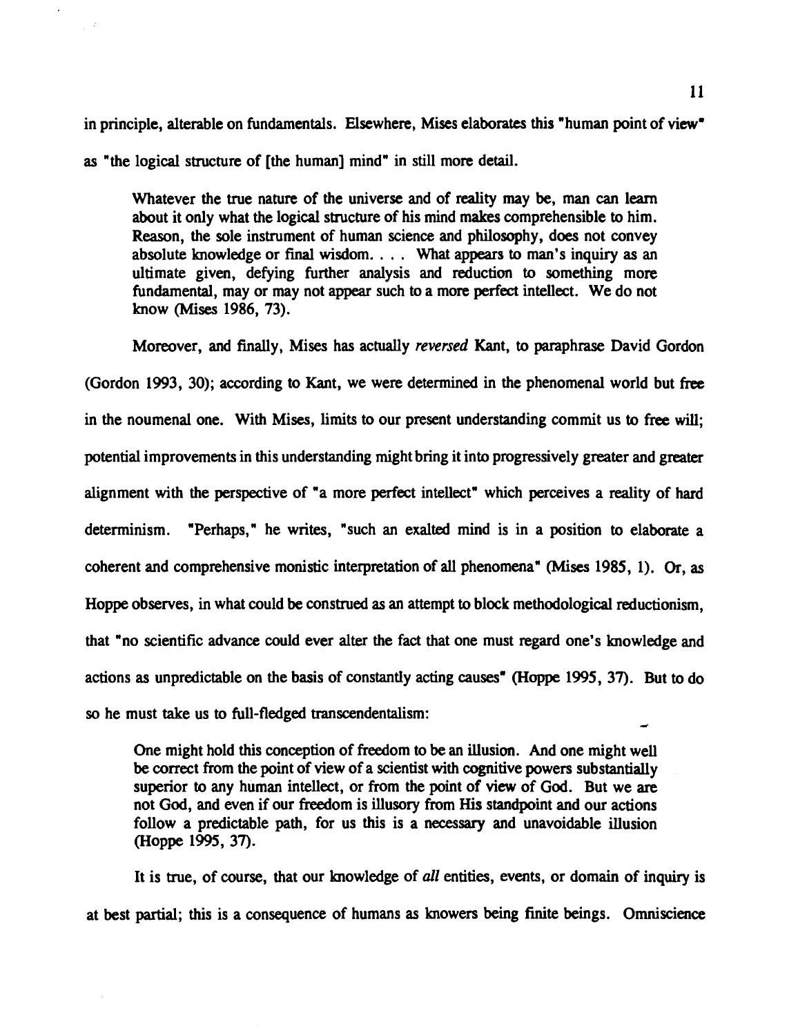in principle, alterable on fundamentals. Elsewhere, Mises elaborates this "human point of view" as "the logical structure of [the human] mind" in still more detail.

> Whatever the true nature of the universe and of reality may be, man can learn about it only what the logical structure of his mind makes comprehensible to him. Reason, the sole instrument of human science and philosophy, does not convey absolute knowledge or final wisdom. . . . What appears to man's inquiry as an ultimate given, defying further analysis and reduction to something more fundamental, may or may not appear such to a more perfect intellect. We do not know (Mises 1986, 73).

Moreover, and finally, Mises has actually *reversed* Kant, to paraphrase David Gordon (Gordon 1993, 30); according to Kant, we were determined in the phenomenal world but free in the noumenal one. With Mises, limits to our present understanding commit us to free will; potential improvements in this understanding might bring it into progressively greater and greater alignment with the perspective of "a more perfect intellect" which perceives a reality of hard determinism. "Perhaps," he writes, "such an exalted mind is in a position to elaborate a coherent and comprehensive monistic interpretation of all phenomena" (Mises 1985, 1). Or, as Hoppe observes, in what could be construed as an attempt to block methodological reductionism, that "no scientific advance could ever alter the fact that one must regard one's knowledge and actions as unpredictable on the basis of constantly acting causes" (Hoppe 1995, 37). But to do so he must take us to full-fledged transcendentalism:

> One might hold this conception of freedom to be an illusion. And one might well be correct from the point of view of a scientist with cognitive powers substantially superior to any human intellect, or from the point of view of God. But we are not God, and even if our freedom is illusory from His standpoint and our actions follow a predictable path, for us this is a necessary and unavoidable illusion (Hoppe 1995, 37).

It is true, of course, that our knowledge of *all* entities, events, or domain of inquiry is at best partial; this is a consequence of humans as knowers being finite beings. Omniscience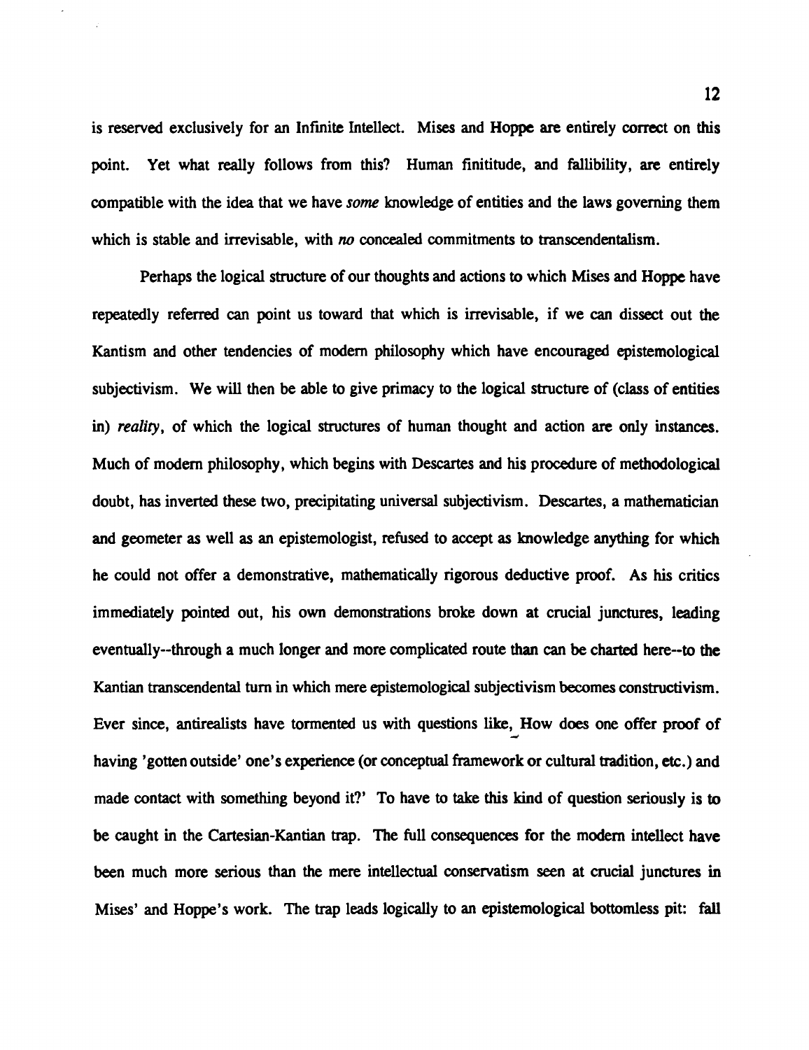is reserved exclusively for an Infinite Intellect. Mises and Hoppe are entirely correct on this point. Yet what really follows from this? Human finititude, and fallibility, are entirely compatible with the idea that we have *some* knowledge of entities and the laws governing them which is stable and irrevisable, with *no* concealed commitments to transcendentalism.

Perhaps the logical structure of our thoughts and actions to which Mises and Hoppe have repeatedly referred can point us toward that which is irrevisable, if we can dissect out the Kantism and other tendencies of modern philosophy which have encouraged epistemological subjectivism. We will then be able to give primacy to the logical structure of (class of entities in) *reality*, of which the logical structures of human thought and action are only instances. Much of modern philosophy, which begins with Descartes and his procedure of methodological doubt, has inverted these two, precipitating universal subjectivism. Descartes, a mathematician and geometer as well as an epistemologist, refused to accept as knowledge anything for which he could not offer a demonstrative, mathematically rigorous deductive proof. As his critics immediately pointed out, his own demonstrations broke down at crucial junctures, leading eventually--through a much longer and more complicated route than can be charted here--to the Kantian transcendental turn in which mere epistemological subjectivism becomes constructivism. Ever since, antirealists have tormented us with questions like, 'How does one offer proof of having 'gotten outside' one's experience (or conceptual framework or cultural tradition, etc.) and made contact with something beyond it?' To have to take this kind of question seriously is to be caught in the Cartesian-Kantian trap. The full consequences for the modern intellect have been much more serious than the mere intellectual conservatism seen at crucial junctures in Mises' and Hoppe's work. The trap leads logically to an epistemological bottomless pit: fall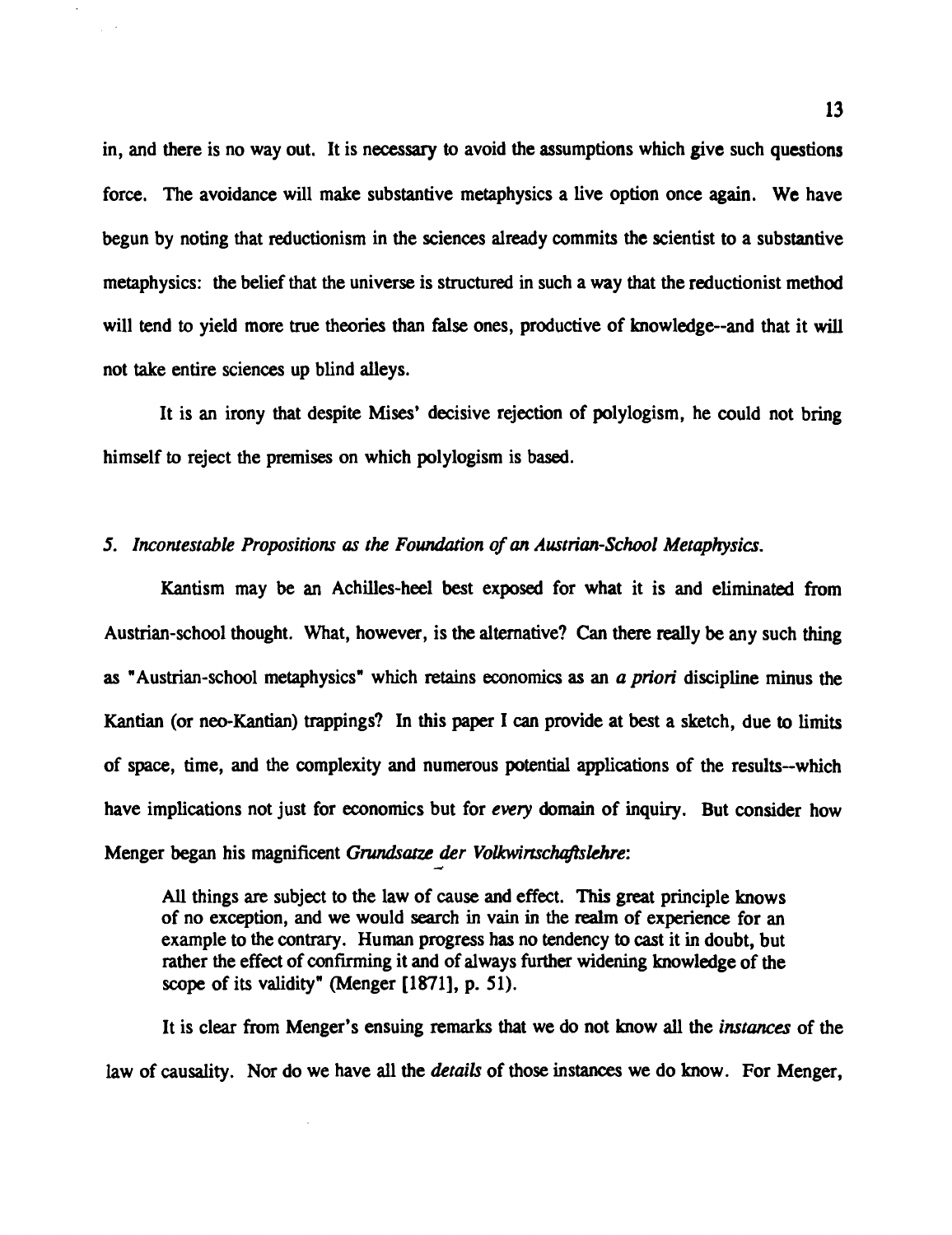in, and there is no way out. It is necessary to avoid the assumptions which give such questions force. The avoidance will make substantive metaphysics a live option once again. We have begun by noting that reductionism in the sciences already commits the scientist to a substantive metaphysics: the belief that the universe is structured in such a way that the reductionist method will tend to yield more true theories than false ones, productive of knowledge--and that it will not take entire sciences up blind alleys.

It is an irony that despite Mises' decisive rejection of polylogism, he could not bring himself to reject the premises on which polylogism is based.

### *5. Incontestable Propositions as the Foundation of an Austrian-School Metaphysics.*

Kantism may be an Achilles-heel best exposed for what it is and eliminated from Austrian-school thought. What, however, is the alternative? Can there really be any such thing as "Austrian-school metaphysics" which retains economics as an *a priori* discipline minus the Kantian (or neo-Kantian) trappings? In this paper I can provide at best a sketch, due to limits of space, time, and the complexity and numerous potential applications of the results--which have implications not just for economics but for *every* domain of inquiry. But consider how Menger began his magnificent *Grundsätze der Volkwirtschaftslehre*:

> All things are subject to the law of cause and effect. This great principle knows of no exception, and we would search in vain in the realm of experience for an example to the contrary. Human progress has no tendency to cast it in doubt, but rather the effect of confirming it and of always further widening knowledge of the scope of its validity" (Menger [1871], p. 51).

It is clear from Menger's ensuing remarks that we do not know all the *instances* of the law of causality. Nor do we have all the *details* of those instances we do know. For Menger,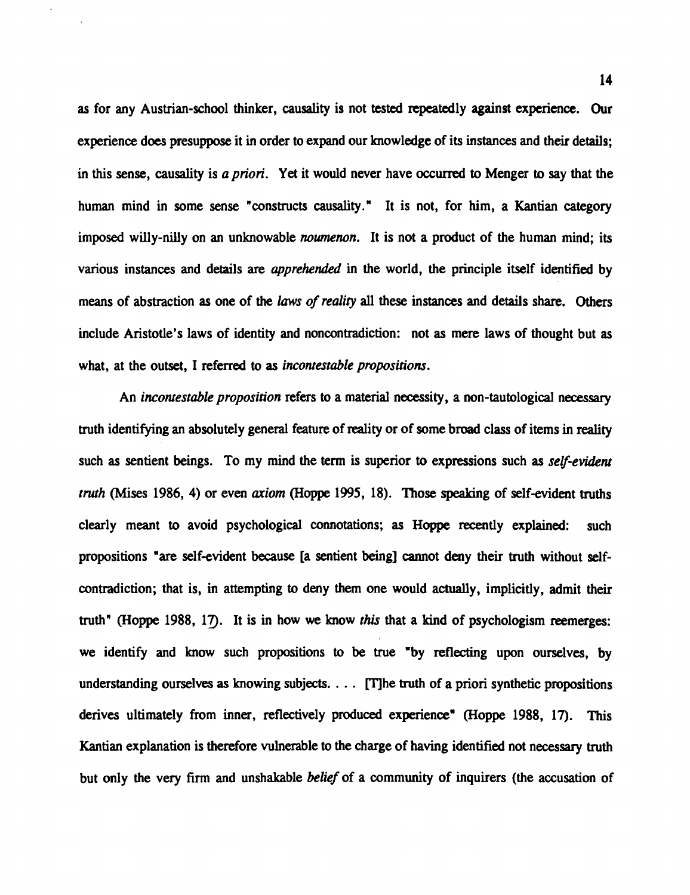as for any Austrian-school thinker, causality is not tested repeatedly against experience. Our experience does presuppose it in order to expand our knowledge of its instances and their details; in this sense, causality is *a priori*. Yet it would never have occurred to Menger to say that the human mind in some sense "constructs causality." It is not, for him, a Kantian category imposed willy-nilly on an unknowable *noumenon*. It is not a product of the human mind; its various instances and details are *apprehended* in the world, the principle itself identified by means of abstraction as one of the *laws of reality* all these instances and details share. Others include Aristotle's laws of identity and noncontradiction: not as mere laws of thought but as what, at the outset, I referred to as *incontestable propositions*.

An *incontestable proposition* refers to a material necessity, a non-tautological necessary truth identifying an absolutely general feature of reality or of some broad class of items in reality such as sentient beings. To my mind the term is superior to expressions such as *self-evident truth* (Mises 1986, 4) or even *axiom* (Hoppe 1995, 18). Those speaking of self-evident truths clearly meant to avoid psychological connotations; as Hoppe recently explained: such propositions "are self-evident because [a sentient being] cannot deny their truth without self-contradiction; that is, in attempting to deny them one would actually, implicitly, admit their truth" (Hoppe 1988, 17). It is in how we know *this* that a kind of psychologism reemerges: we identify and know such propositions to be true "by reflecting upon ourselves, by understanding ourselves as knowing subjects. . . . [T]he truth of a priori synthetic propositions derives ultimately from inner, reflectively produced experience" (Hoppe 1988, 17). This Kantian explanation is therefore vulnerable to the charge of having identified not necessary truth but only the very firm and unshakable *belief* of a community of inquirers (the accusation of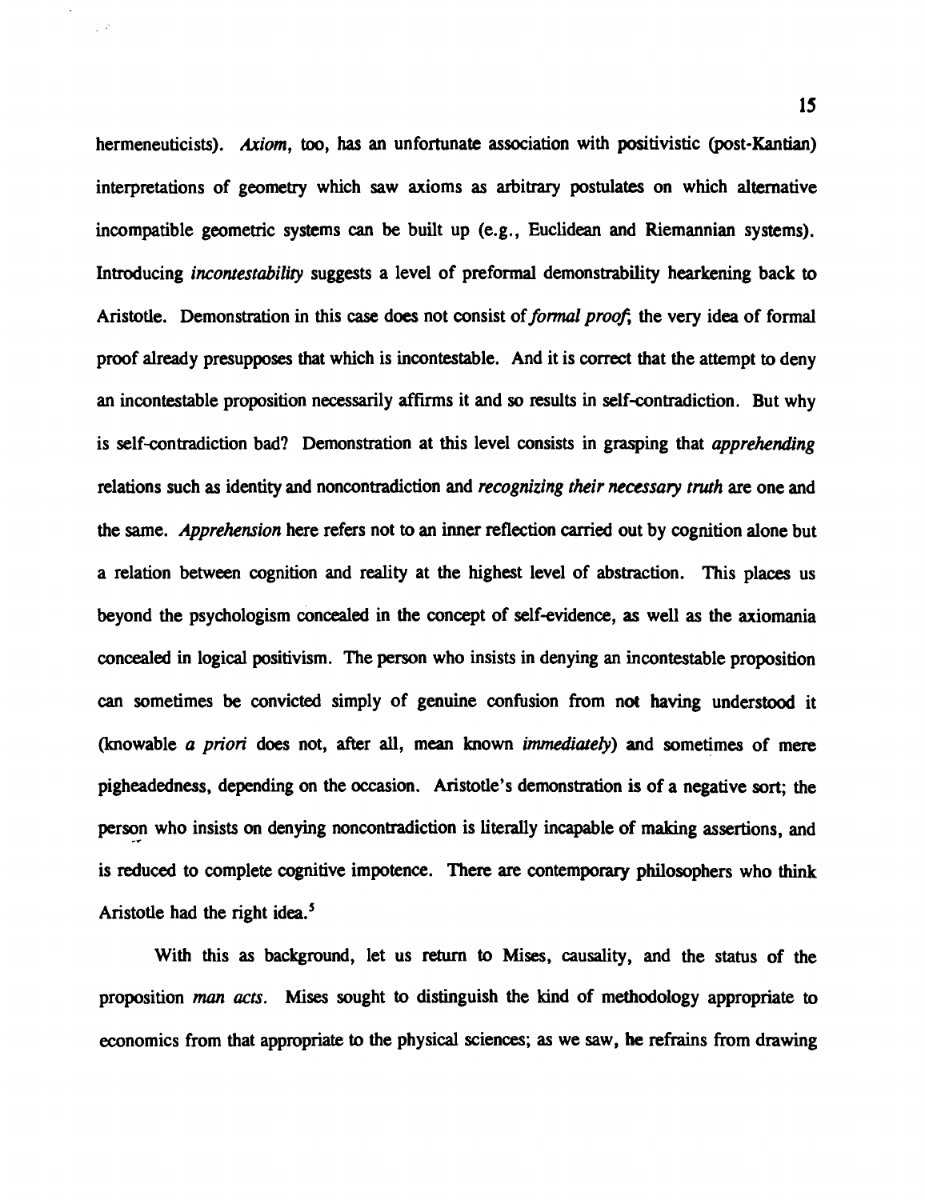hermeneuticists). *Axiom*, too, has an unfortunate association with positivistic (post-Kantian) interpretations of geometry which saw axioms as arbitrary postulates on which alternative incompatible geometric systems can be built up (e.g., Euclidean and Riemannian systems). Introducing *incontestability* suggests a level of preformal demonstrability hearkening back to Aristotle. Demonstration in this case does not consist of *formal proof*; the very idea of formal proof already presupposes that which is incontestable. And it is correct that the attempt to deny an incontestable proposition necessarily affirms it and so results in self-contradiction. But why is self-contradiction bad? Demonstration at this level consists in grasping that *apprehending* relations such as identity and noncontradiction and *recognizing their necessary truth* are one and the same. *Apprehension* here refers not to an inner reflection carried out by cognition alone but a relation between cognition and reality at the highest level of abstraction. This places us beyond the psychologism concealed in the concept of self-evidence, as well as the axiomania concealed in logical positivism. The person who insists in denying an incontestable proposition can sometimes be convicted simply of genuine confusion from not having understood it (knowable *a priori* does not, after all, mean known *immediately*) and sometimes of mere pigheadedness, depending on the occasion. Aristotle's demonstration is of a negative sort; the person who insists on denying noncontradiction is literally incapable of making assertions, and is reduced to complete cognitive impotence. There are contemporary philosophers who think Aristotle had the right idea.[5]

With this as background, let us return to Mises, causality, and the status of the proposition *man acts*. Mises sought to distinguish the kind of methodology appropriate to economics from that appropriate to the physical sciences; as we saw, he refrains from drawing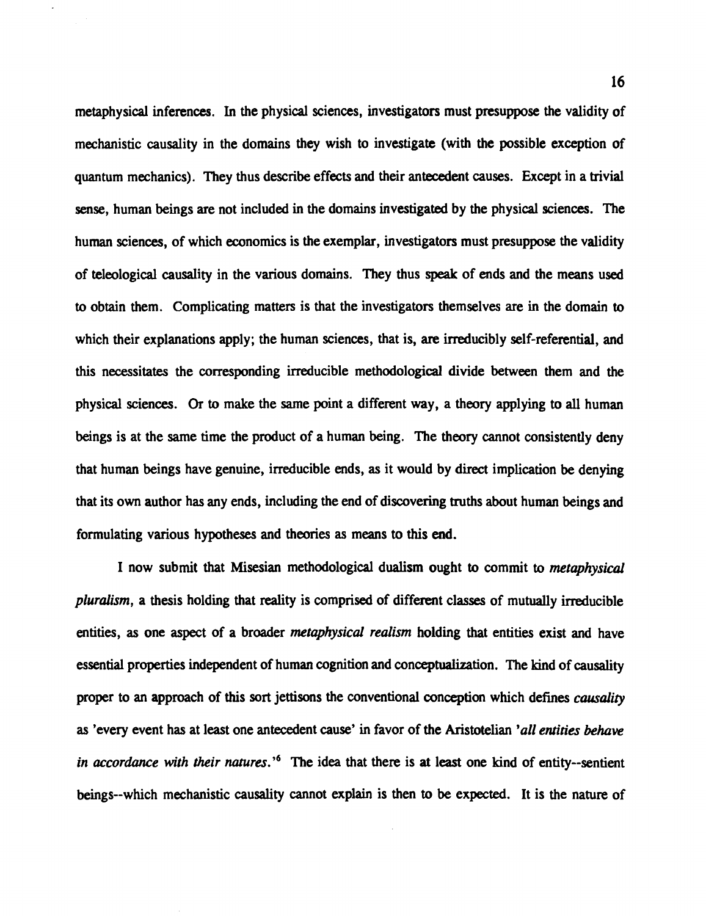metaphysical inferences. In the physical sciences, investigators must presuppose the validity of mechanistic causality in the domains they wish to investigate (with the possible exception of quantum mechanics). They thus describe effects and their antecedent causes. Except in a trivial sense, human beings are not included in the domains investigated by the physical sciences. The human sciences, of which economics is the exemplar, investigators must presuppose the validity of teleological causality in the various domains. They thus speak of ends and the means used to obtain them. Complicating matters is that the investigators themselves are in the domain to which their explanations apply; the human sciences, that is, are irreducibly self-referential, and this necessitates the corresponding irreducible methodological divide between them and the physical sciences. Or to make the same point a different way, a theory applying to all human beings is at the same time the product of a human being. The theory cannot consistently deny that human beings have genuine, irreducible ends, as it would by direct implication be denying that its own author has any ends, including the end of discovering truths about human beings and formulating various hypotheses and theories as means to this end.

I now submit that Misesian methodological dualism ought to commit to *metaphysical pluralism*, a thesis holding that reality is comprised of different classes of mutually irreducible entities, as one aspect of a broader *metaphysical realism* holding that entities exist and have essential properties independent of human cognition and conceptualization. The kind of causality proper to an approach of this sort jettisons the conventional conception which defines *causality* as 'every event has at least one antecedent cause' in favor of the Aristotelian '*all entities behave in accordance with their natures*.'[6] The idea that there is at least one kind of entity--sentient beings--which mechanistic causality cannot explain is then to be expected. It is the nature of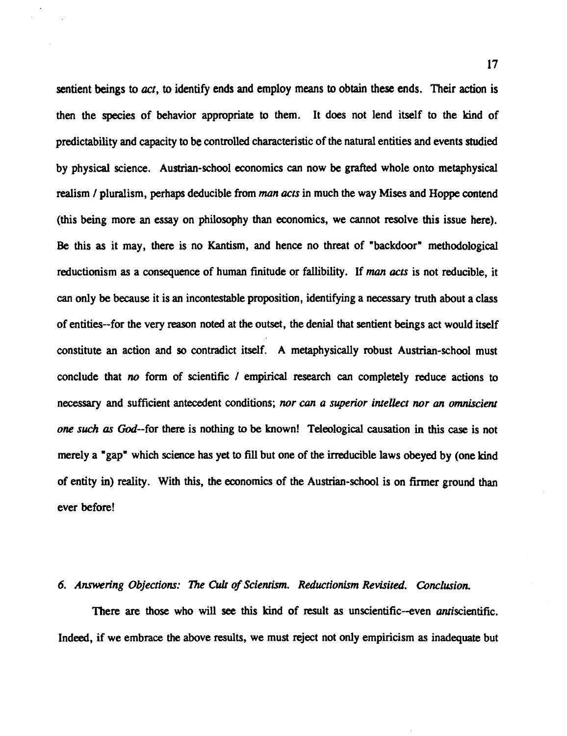sentient beings to *act*, to identify ends and employ means to obtain these ends. Their action is then the species of behavior appropriate to them. It does not lend itself to the kind of predictability and capacity to be controlled characteristic of the natural entities and events studied by physical science. Austrian-school economics can now be grafted whole onto metaphysical realism / pluralism, perhaps deducible from *man acts* in much the way Mises and Hoppe contend (this being more an essay on philosophy than economics, we cannot resolve this issue here). Be this as it may, there is no Kantism, and hence no threat of "backdoor" methodological reductionism as a consequence of human finitude or fallibility. If *man acts* is not reducible, it can only be because it is an incontestable proposition, identifying a necessary truth about a class of entities--for the very reason noted at the outset, the denial that sentient beings act would itself constitute an action and so contradict itself. A metaphysically robust Austrian-school must conclude that *no* form of scientific / empirical research can completely reduce actions to necessary and sufficient antecedent conditions; *nor can a superior intellect nor an omniscient one such as God*--for there is nothing to be known! Teleological causation in this case is not merely a "gap" which science has yet to fill but one of the irreducible laws obeyed by (one kind of entity in) reality. With this, the economics of the Austrian-school is on firmer ground than ever before!

### *6. Answering Objections: The Cult of Scientism. Reductionism Revisited. Conclusion.*

There are those who will see this kind of result as unscientific--even *anti*scientific. Indeed, if we embrace the above results, we must reject not only empiricism as inadequate but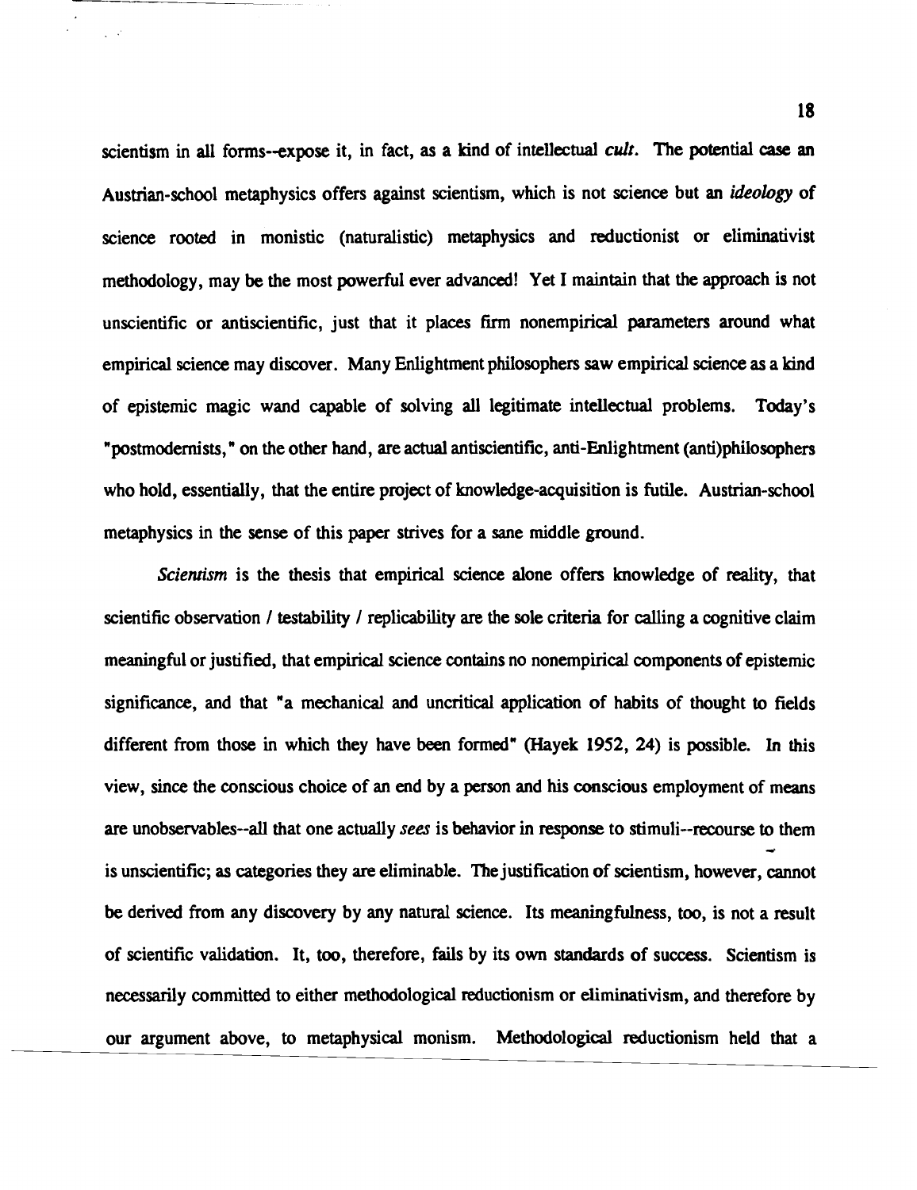scientism in all forms--expose it, in fact, as a kind of intellectual *cult*. The potential case an Austrian-school metaphysics offers against scientism, which is not science but an *ideology* of science rooted in monistic (naturalistic) metaphysics and reductionist or eliminativist methodology, may be the most powerful ever advanced! Yet I maintain that the approach is not unscientific or antiscientific, just that it places firm nonempirical parameters around what empirical science may discover. Many Enlightment philosophers saw empirical science as a kind of epistemic magic wand capable of solving all legitimate intellectual problems. Today's "postmodernists," on the other hand, are actual antiscientific, anti-Enlightment (anti)philosophers who hold, essentially, that the entire project of knowledge-acquisition is futile. Austrian-school metaphysics in the sense of this paper strives for a sane middle ground.

*Scientism* is the thesis that empirical science alone offers knowledge of reality, that scientific observation / testability / replicability are the sole criteria for calling a cognitive claim meaningful or justified, that empirical science contains no nonempirical components of epistemic significance, and that "a mechanical and uncritical application of habits of thought to fields different from those in which they have been formed" (Hayek 1952, 24) is possible. In this view, since the conscious choice of an end by a person and his conscious employment of means are unobservables--all that one actually *sees* is behavior in response to stimuli--recourse to them is unscientific; as categories they are eliminable. The justification of scientism, however, cannot be derived from any discovery by any natural science. Its meaningfulness, too, is not a result of scientific validation. It, too, therefore, fails by its own standards of success. Scientism is necessarily committed to either methodological reductionism or eliminativism, and therefore by our argument above, to metaphysical monism. Methodological reductionism held that a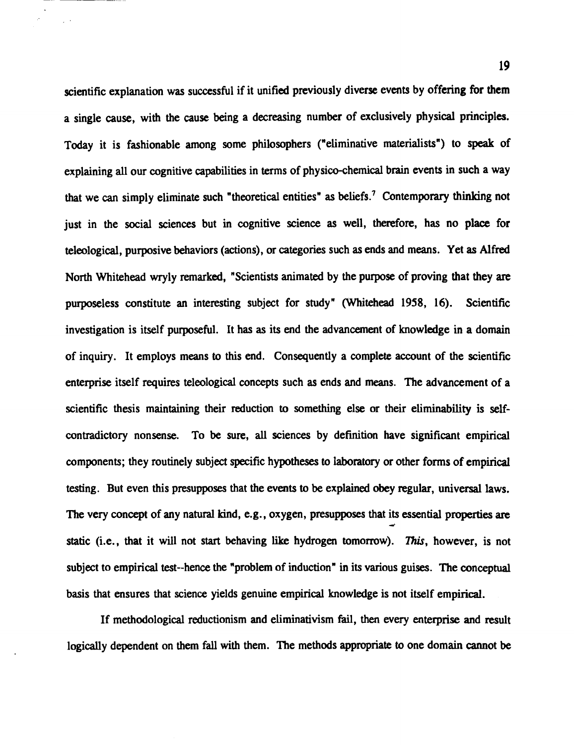scientific explanation was successful if it unified previously diverse events by offering for them a single cause, with the cause being a decreasing number of exclusively physical principles. Today it is fashionable among some philosophers ("eliminative materialists") to speak of explaining all our cognitive capabilities in terms of physico-chemical brain events in such a way that we can simply eliminate such "theoretical entities" as beliefs.[7] Contemporary thinking not just in the social sciences but in cognitive science as well, therefore, has no place for teleological, purposive behaviors (actions), or categories such as ends and means. Yet as Alfred North Whitehead wryly remarked, "Scientists animated by the purpose of proving that they are purposeless constitute an interesting subject for study" (Whitehead 1958, 16). Scientific investigation is itself purposeful. It has as its end the advancement of knowledge in a domain of inquiry. It employs means to this end. Consequently a complete account of the scientific enterprise itself requires teleological concepts such as ends and means. The advancement of a scientific thesis maintaining their reduction to something else or their eliminability is self-contradictory nonsense. To be sure, all sciences by definition have significant empirical components; they routinely subject specific hypotheses to laboratory or other forms of empirical testing. But even this presupposes that the events to be explained obey regular, universal laws. The very concept of any natural kind, e.g., oxygen, presupposes that its essential properties are static (i.e., that it will not start behaving like hydrogen tomorrow). *This*, however, is not subject to empirical test--hence the "problem of induction" in its various guises. The conceptual basis that ensures that science yields genuine empirical knowledge is not itself empirical.

If methodological reductionism and eliminativism fail, then every enterprise and result logically dependent on them fall with them. The methods appropriate to one domain cannot be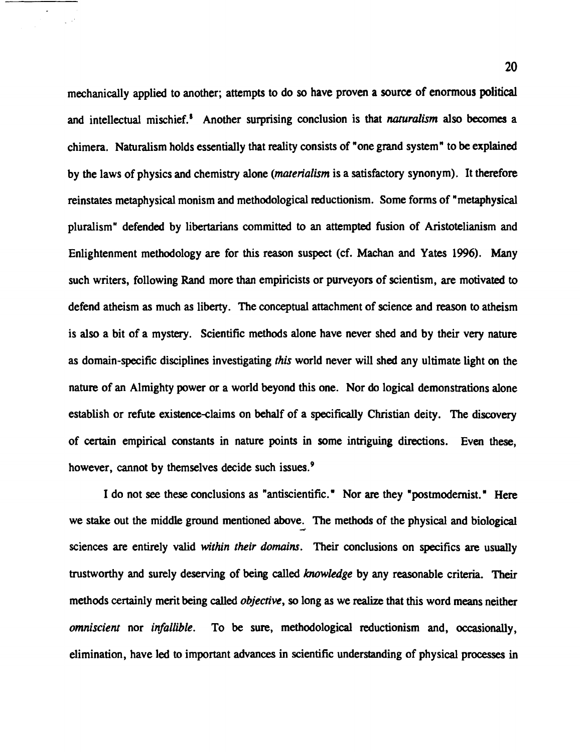mechanically applied to another; attempts to do so have proven a source of enormous political and intellectual mischief.[8] Another surprising conclusion is that *naturalism* also becomes a chimera. Naturalism holds essentially that reality consists of "one grand system" to be explained by the laws of physics and chemistry alone (*materialism* is a satisfactory synonym). It therefore reinstates metaphysical monism and methodological reductionism. Some forms of "metaphysical pluralism" defended by libertarians committed to an attempted fusion of Aristotelianism and Enlightenment methodology are for this reason suspect (cf. Machan and Yates 1996). Many such writers, following Rand more than empiricists or purveyors of scientism, are motivated to defend atheism as much as liberty. The conceptual attachment of science and reason to atheism is also a bit of a mystery. Scientific methods alone have never shed and by their very nature as domain-specific disciplines investigating *this* world never will shed any ultimate light on the nature of an Almighty power or a world beyond this one. Nor do logical demonstrations alone establish or refute existence-claims on behalf of a specifically Christian deity. The discovery of certain empirical constants in nature points in some intriguing directions. Even these, however, cannot by themselves decide such issues.[9]

I do not see these conclusions as "antiscientific." Nor are they "postmodernist." Here we stake out the middle ground mentioned above. The methods of the physical and biological sciences are entirely valid *within their domains*. Their conclusions on specifics are usually trustworthy and surely deserving of being called *knowledge* by any reasonable criteria. Their methods certainly merit being called *objective*, so long as we realize that this word means neither *omniscient* nor *infallible*. To be sure, methodological reductionism and, occasionally, elimination, have led to important advances in scientific understanding of physical processes in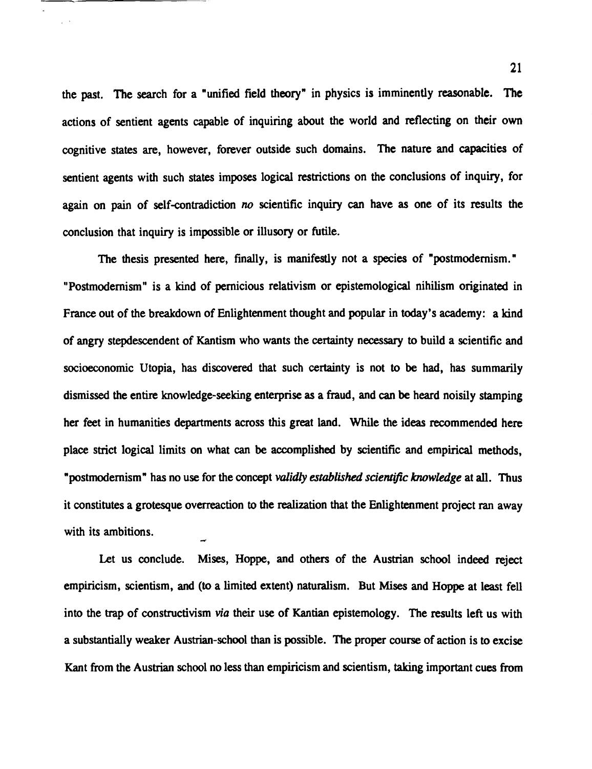the past. The search for a "unified field theory" in physics is imminently reasonable. The actions of sentient agents capable of inquiring about the world and reflecting on their own cognitive states are, however, forever outside such domains. The nature and capacities of sentient agents with such states imposes logical restrictions on the conclusions of inquiry, for again on pain of self-contradiction *no* scientific inquiry can have as one of its results the conclusion that inquiry is impossible or illusory or futile.

The thesis presented here, finally, is manifestly not a species of "postmodernism." "Postmodernism" is a kind of pernicious relativism or epistemological nihilism originated in France out of the breakdown of Enlightenment thought and popular in today's academy: a kind of angry stepdescendent of Kantism who wants the certainty necessary to build a scientific and socioeconomic Utopia, has discovered that such certainty is not to be had, has summarily dismissed the entire knowledge-seeking enterprise as a fraud, and can be heard noisily stamping her feet in humanities departments across this great land. While the ideas recommended here place strict logical limits on what can be accomplished by scientific and empirical methods, "postmodernism" has no use for the concept *validly established scientific knowledge* at all. Thus it constitutes a grotesque overreaction to the realization that the Enlightenment project ran away with its ambitions.

Let us conclude. Mises, Hoppe, and others of the Austrian school indeed reject empiricism, scientism, and (to a limited extent) naturalism. But Mises and Hoppe at least fell into the trap of constructivism *via* their use of Kantian epistemology. The results left us with a substantially weaker Austrian-school than is possible. The proper course of action is to excise Kant from the Austrian school no less than empiricism and scientism, taking important cues from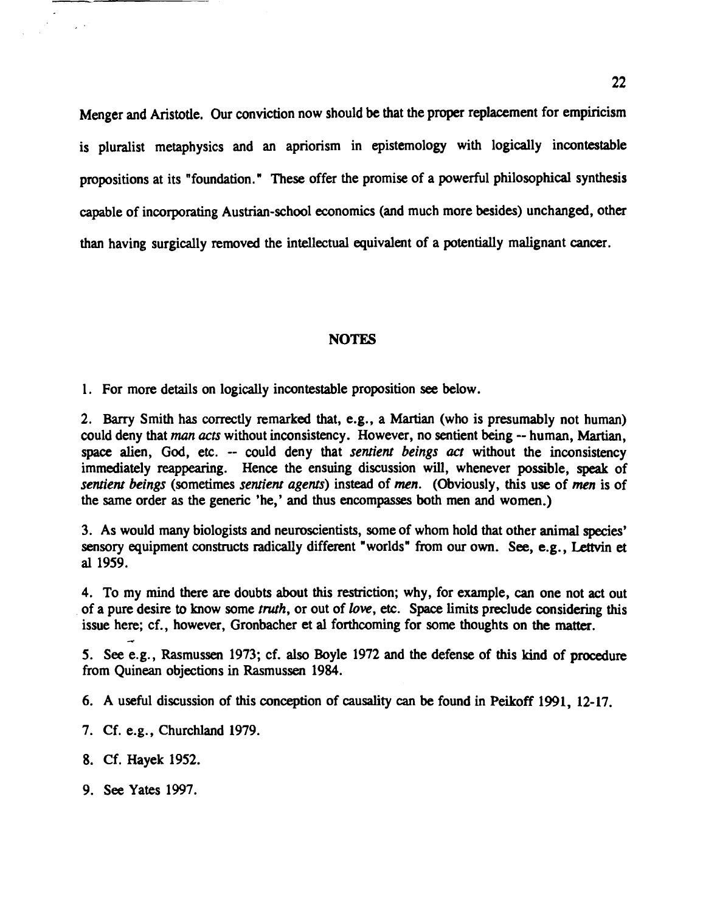Menger and Aristotle. Our conviction now should be that the proper replacement for empiricism is pluralist metaphysics and an apriorism in epistemology with logically incontestable propositions at its "foundation." These offer the promise of a powerful philosophical synthesis capable of incorporating Austrian-school economics (and much more besides) unchanged, other than having surgically removed the intellectual equivalent of a potentially malignant cancer.

## NOTES

1. For more details on logically incontestable proposition see below.

2. Barry Smith has correctly remarked that, e.g., a Martian (who is presumably not human) could deny that *man acts* without inconsistency. However, no sentient being -- human, Martian, space alien, God, etc. -- could deny that *sentient beings act* without the inconsistency immediately reappearing. Hence the ensuing discussion will, whenever possible, speak of *sentient beings* (sometimes *sentient agents*) instead of *men*. (Obviously, this use of *men* is of the same order as the generic 'he,' and thus encompasses both men and women.)

3. As would many biologists and neuroscientists, some of whom hold that other animal species' sensory equipment constructs radically different "worlds" from our own. See, e.g., Lettvin et al 1959.

4. To my mind there are doubts about this restriction; why, for example, can one not act out of a pure desire to know some *truth*, or out of *love*, etc. Space limits preclude considering this issue here; cf., however, Gronbacher et al forthcoming for some thoughts on the matter.

5. See e.g., Rasmussen 1973; cf. also Boyle 1972 and the defense of this kind of procedure from Quinean objections in Rasmussen 1984.

6. A useful discussion of this conception of causality can be found in Peikoff 1991, 12-17.

7. Cf. e.g., Churchland 1979.

8. Cf. Hayek 1952.

9. See Yates 1997.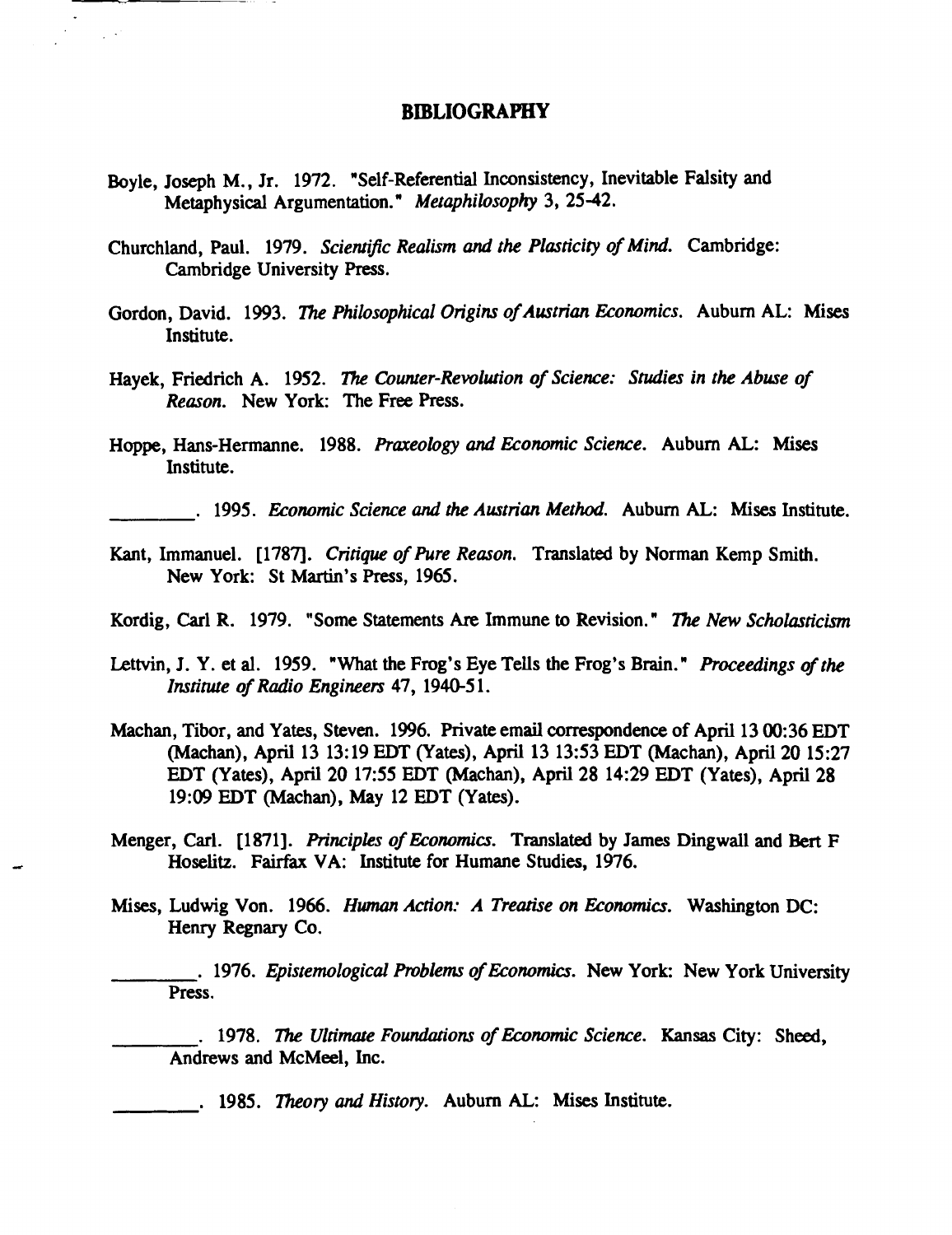## BIBLIOGRAPHY

Boyle, Joseph M., Jr. 1972. "Self-Referential Inconsistency, Inevitable Falsity and Metaphysical Argumentation." *Metaphilosophy* 3, 25-42.

Churchland, Paul. 1979. *Scientific Realism and the Plasticity of Mind.* Cambridge: Cambridge University Press.

Gordon, David. 1993. *The Philosophical Origins of Austrian Economics.* Auburn AL: Mises Institute.

Hayek, Friedrich A. 1952. *The Counter-Revolution of Science: Studies in the Abuse of Reason.* New York: The Free Press.

Hoppe, Hans-Hermanne. 1988. *Praxeology and Economic Science.* Auburn AL: Mises Institute.

\_\_\_\_\_\_\_\_. 1995. *Economic Science and the Austrian Method.* Auburn AL: Mises Institute.

Kant, Immanuel. [1787]. *Critique of Pure Reason.* Translated by Norman Kemp Smith. New York: St Martin's Press, 1965.

Kordig, Carl R. 1979. "Some Statements Are Immune to Revision." *The New Scholasticism*

Lettvin, J. Y. et al. 1959. "What the Frog's Eye Tells the Frog's Brain." *Proceedings of the Institute of Radio Engineers* 47, 1940-51.

Machan, Tibor, and Yates, Steven. 1996. Private email correspondence of April 13 00:36 EDT (Machan), April 13 13:19 EDT (Yates), April 13 13:53 EDT (Machan), April 20 15:27 EDT (Yates), April 20 17:55 EDT (Machan), April 28 14:29 EDT (Yates), April 28 19:09 EDT (Machan), May 12 EDT (Yates).

Menger, Carl. [1871]. *Principles of Economics.* Translated by James Dingwall and Bert F Hoselitz. Fairfax VA: Institute for Humane Studies, 1976.

Mises, Ludwig Von. 1966. *Human Action: A Treatise on Economics.* Washington DC: Henry Regnary Co.

\_\_\_\_\_\_\_\_. 1976. *Epistemological Problems of Economics.* New York: New York University Press.

\_\_\_\_\_\_\_\_. 1978. *The Ultimate Foundations of Economic Science.* Kansas City: Sheed, Andrews and McMeel, Inc.

\_\_\_\_\_\_\_\_. 1985. *Theory and History.* Auburn AL: Mises Institute.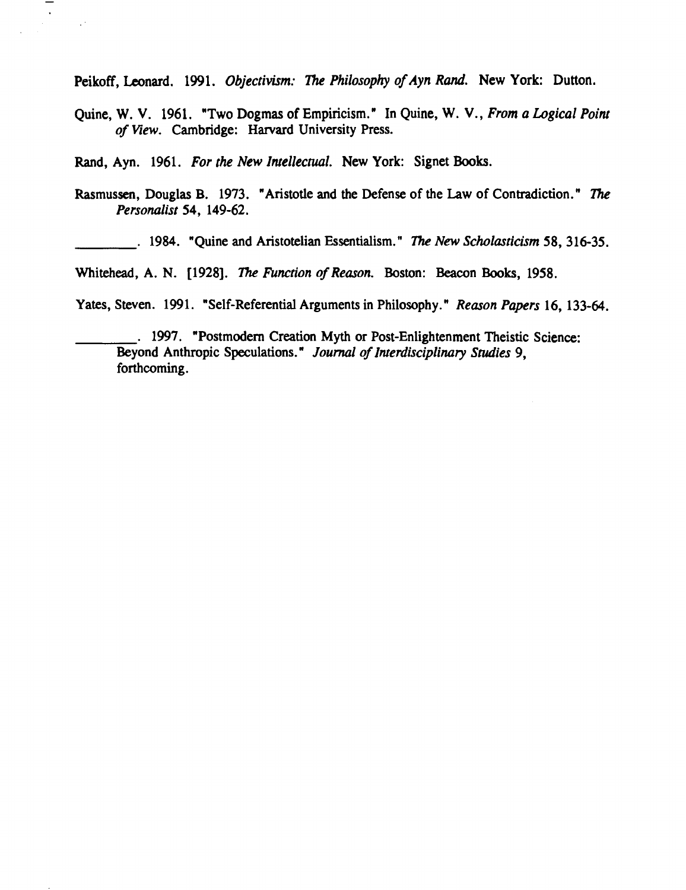Peikoff, Leonard. 1991. *Objectivism: The Philosophy of Ayn Rand.* New York: Dutton.

Quine, W. V. 1961. "Two Dogmas of Empiricism." In Quine, W. V., *From a Logical Point of View.* Cambridge: Harvard University Press.

Rand, Ayn. 1961. *For the New Intellectual.* New York: Signet Books.

Rasmussen, Douglas B. 1973. "Aristotle and the Defense of the Law of Contradiction." *The Personalist* 54, 149-62.

________. 1984. "Quine and Aristotelian Essentialism." *The New Scholasticism* 58, 316-35.

Whitehead, A. N. [1928]. *The Function of Reason.* Boston: Beacon Books, 1958.

Yates, Steven. 1991. "Self-Referential Arguments in Philosophy." *Reason Papers* 16, 133-64.

________. 1997. "Postmodern Creation Myth or Post-Enlightenment Theistic Science: Beyond Anthropic Speculations." *Journal of Interdisciplinary Studies* 9, forthcoming.